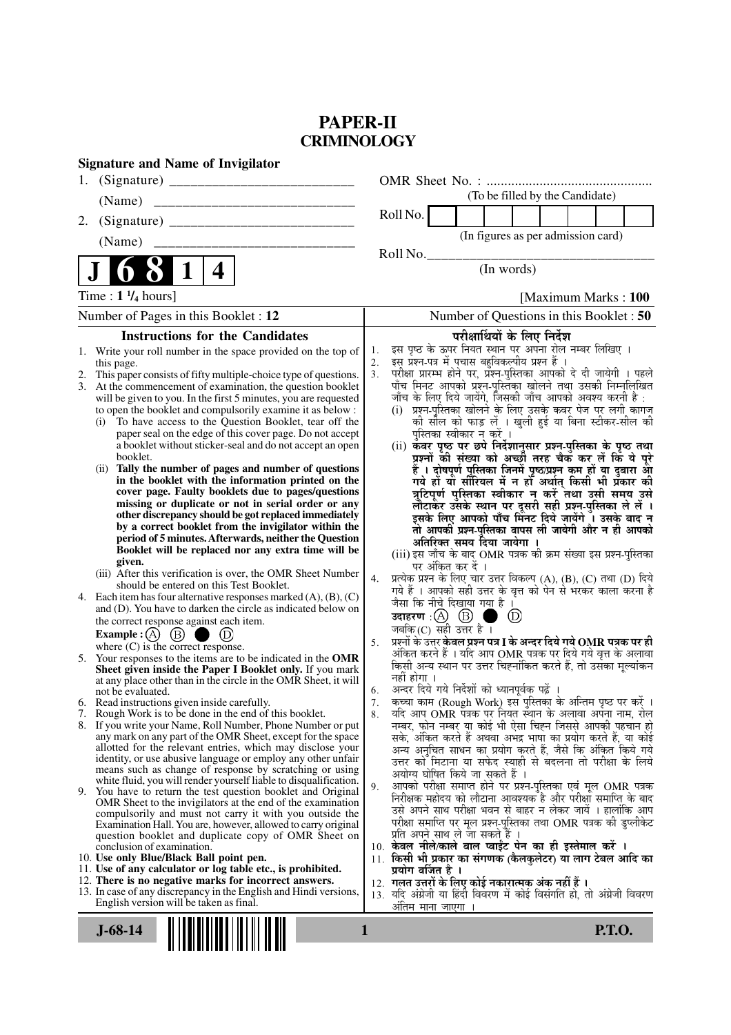# PAPER-II
## CRIMINOLOGY

**Signature and Name of Invigilator**

1. (Signature) ___________________________

   (Name) ___________________________

2. (Signature) ___________________________

   (Name) ___________________________

OMR Sheet No. : ...............................................

(To be filled by the Candidate)

Roll No. | | | | | | | | |

(In figures as per admission card)

Roll No.___________________________________

(In words)

**J 6 8 1 4**

Time : $1\,^1/_4$ hours] [Maximum Marks : **100**

Number of Pages in this Booklet : 12 | Number of Questions in this Booklet : 50

### Instructions for the Candidates

1. Write your roll number in the space provided on the top of this page.
2. This paper consists of fifty multiple-choice type of questions.
3. At the commencement of examination, the question booklet will be given to you. In the first 5 minutes, you are requested to open the booklet and compulsorily examine it as below :
   (i) To have access to the Question Booklet, tear off the paper seal on the edge of this cover page. Do not accept a booklet without sticker-seal and do not accept an open booklet.
   (ii) **Tally the number of pages and number of questions in the booklet with the information printed on the cover page. Faulty booklets due to pages/questions missing or duplicate or not in serial order or any other discrepancy should be got replaced immediately by a correct booklet from the invigilator within the period of 5 minutes. Afterwards, neither the Question Booklet will be replaced nor any extra time will be given.**
   (iii) After this verification is over, the OMR Sheet Number should be entered on this Test Booklet.
4. Each item has four alternative responses marked (A), (B), (C) and (D). You have to darken the circle as indicated below on the correct response against each item.
   **Example :** (A) (B) ● (D)
   where (C) is the correct response.
5. Your responses to the items are to be indicated in the **OMR Sheet given inside the Paper I Booklet only.** If you mark at any place other than in the circle in the OMR Sheet, it will not be evaluated.
6. Read instructions given inside carefully.
7. Rough Work is to be done in the end of this booklet.
8. If you write your Name, Roll Number, Phone Number or put any mark on any part of the OMR Sheet, except for the space allotted for the relevant entries, which may disclose your identity, or use abusive language or employ any other unfair means such as change of response by scratching or using white fluid, you will render yourself liable to disqualification.
9. You have to return the test question booklet and Original OMR Sheet to the invigilators at the end of the examination compulsorily and must not carry it with you outside the Examination Hall. You are, however, allowed to carry original question booklet and duplicate copy of OMR Sheet on conclusion of examination.
10. **Use only Blue/Black Ball point pen.**
11. **Use of any calculator or log table etc., is prohibited.**
12. **There is no negative marks for incorrect answers.**
13. In case of any discrepancy in the English and Hindi versions, English version will be taken as final.

### परीक्षार्थियों के लिए निर्देश

1. इस पृष्ठ के ऊपर नियत स्थान पर अपना रोल नम्बर लिखिए ।
2. इस प्रश्न-पत्र में पचास बहुविकल्पीय प्रश्न हैं ।
3. परीक्षा प्रारम्भ होने पर, प्रश्न-पुस्तिका आपको दे दी जायेगी । पहले पाँच मिनट आपको प्रश्न-पुस्तिका खोलने तथा उसकी निम्नलिखित जाँच के लिए दिये जायेंगे, जिसकी जाँच आपको अवश्य करनी है :
   (i) प्रश्न-पुस्तिका खोलने के लिए उसके कवर पेज पर लगी कागज की सील को फाड़ लें । खुली हुई या बिना स्टीकर-सील की पुस्तिका स्वीकार न करें ।
   (ii) **कवर पृष्ठ पर छपे निर्देशानुसार प्रश्न-पुस्तिका के पृष्ठ तथा प्रश्नों की संख्या को अच्छी तरह चैक कर लें कि ये पूरे हैं । दोषपूर्ण पुस्तिका जिनमें पृष्ठ/प्रश्न कम हों या दुबारा आ गये हों या सीरियल में न हों अर्थात् किसी भी प्रकार की त्रुटिपूर्ण पुस्तिका स्वीकार न करें तथा उसी समय उसे लौटाकर उसके स्थान पर दूसरी सही प्रश्न-पुस्तिका ले लें । इसके लिए आपको पाँच मिनट दिये जायेंगे । उसके बाद न तो आपकी प्रश्न-पुस्तिका वापस ली जायेगी और न ही आपको अतिरिक्त समय दिया जायेगा ।**
   (iii) इस जाँच के बाद OMR पत्रक की क्रम संख्या इस प्रश्न-पुस्तिका पर अंकित कर दें ।
4. प्रत्येक प्रश्न के लिए चार उत्तर विकल्प (A), (B), (C) तथा (D) दिये गये हैं । आपको सही उत्तर के वृत्त को पेन से भरकर काला करना है जैसा कि नीचे दिखाया गया है ।
   **उदाहरण :** (A) (B) ● (D)
   जबकि (C) सही उत्तर है ।
5. प्रश्नों के उत्तर **केवल प्रश्न पत्र I के अन्दर दिये गये OMR पत्रक पर ही** अंकित करने हैं । यदि आप OMR पत्रक पर दिये गये वृत्त के अलावा किसी अन्य स्थान पर उत्तर चिह्नांकित करते हैं, तो उसका मूल्यांकन नहीं होगा ।
6. अन्दर दिये गये निर्देशों को ध्यानपूर्वक पढ़ें ।
7. कच्चा काम (Rough Work) इस पुस्तिका के अन्तिम पृष्ठ पर करें ।
8. यदि आप OMR पत्रक पर नियत स्थान के अलावा अपना नाम, रोल नम्बर, फोन नम्बर या कोई भी ऐसा चिह्न जिससे आपकी पहचान हो सके, अंकित करते हैं अथवा अभद्र भाषा का प्रयोग करते हैं, या कोई अन्य अनुचित साधन का प्रयोग करते हैं, जैसे कि अंकित किये गये उत्तर को मिटाना या सफेद स्याही से बदलना तो परीक्षा के लिये अयोग्य घोषित किये जा सकते हैं ।
9. आपको परीक्षा समाप्त होने पर प्रश्न-पुस्तिका एवं मूल OMR पत्रक निरीक्षक महोदय को लौटाना आवश्यक है और परीक्षा समाप्ति के बाद उसे अपने साथ परीक्षा भवन से बाहर न लेकर जायें । हालांकि आप परीक्षा समाप्ति पर मूल प्रश्न-पुस्तिका तथा OMR पत्रक की डुप्लीकेट प्रति अपने साथ ले जा सकते हैं ।
10. **केवल नीले/काले बाल प्वाईंट पेन का ही इस्तेमाल करें ।**
11. **किसी भी प्रकार का संगणक (कैलकुलेटर) या लाग टेबल आदि का प्रयोग वर्जित है ।**
12. **गलत उत्तरों के लिए कोई नकारात्मक अंक नहीं हैं ।**
13. यदि अंग्रेजी या हिंदी विवरण में कोई विसंगति हो, तो अंग्रेजी विवरण अंतिम माना जाएगा ।

**J-68-14** **P.T.O.**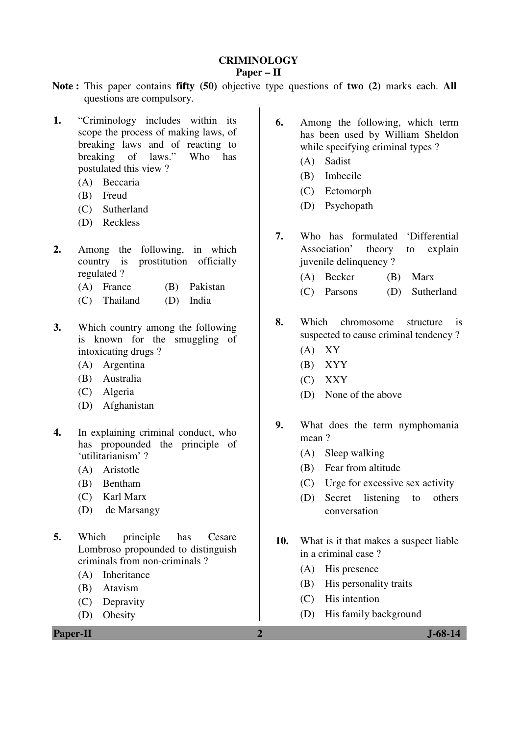# CRIMINOLOGY

## Paper – II

**Note :** This paper contains **fifty (50)** objective type questions of **two (2)** marks each. **All** questions are compulsory.

**1.** "Criminology includes within its scope the process of making laws, of breaking laws and of reacting to breaking of laws." Who has postulated this view ?

(A) Beccaria
(B) Freud
(C) Sutherland
(D) Reckless

**2.** Among the following, in which country is prostitution officially regulated ?

(A) France
(B) Pakistan
(C) Thailand
(D) India

**3.** Which country among the following is known for the smuggling of intoxicating drugs ?

(A) Argentina
(B) Australia
(C) Algeria
(D) Afghanistan

**4.** In explaining criminal conduct, who has propounded the principle of 'utilitarianism' ?

(A) Aristotle
(B) Bentham
(C) Karl Marx
(D) de Marsangy

**5.** Which principle has Cesare Lombroso propounded to distinguish criminals from non-criminals ?

(A) Inheritance
(B) Atavism
(C) Depravity
(D) Obesity

**6.** Among the following, which term has been used by William Sheldon while specifying criminal types ?

(A) Sadist
(B) Imbecile
(C) Ectomorph
(D) Psychopath

**7.** Who has formulated 'Differential Association' theory to explain juvenile delinquency ?

(A) Becker
(B) Marx
(C) Parsons
(D) Sutherland

**8.** Which chromosome structure is suspected to cause criminal tendency ?

(A) XY
(B) XYY
(C) XXY
(D) None of the above

**9.** What does the term nymphomania mean ?

(A) Sleep walking
(B) Fear from altitude
(C) Urge for excessive sex activity
(D) Secret listening to others conversation

**10.** What is it that makes a suspect liable in a criminal case ?

(A) His presence
(B) His personality traits
(C) His intention
(D) His family background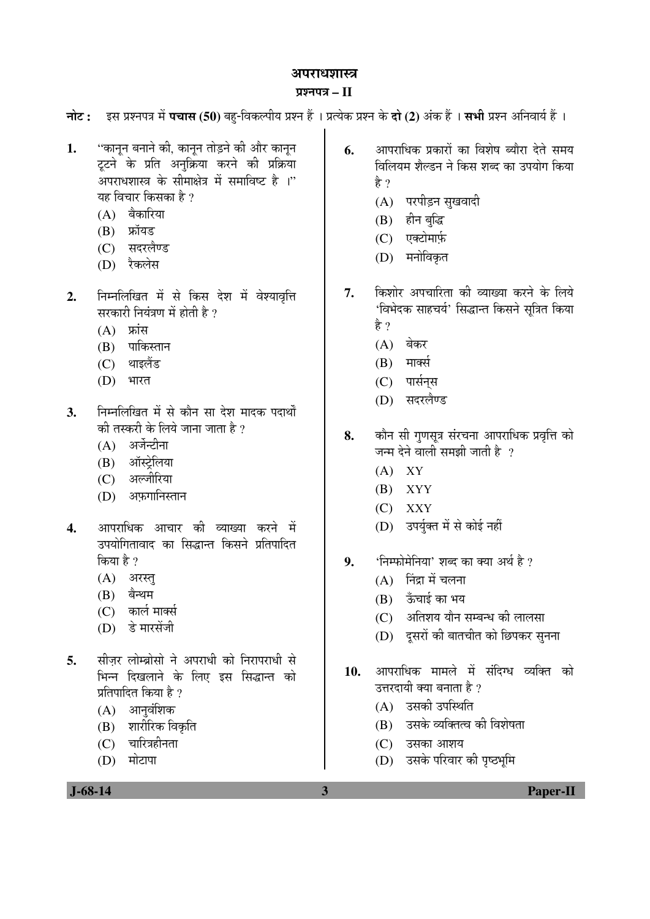# अपराधशास्त्र

## प्रश्नपत्र – II

**नोट :** इस प्रश्नपत्र में **पचास (50)** बहु-विकल्पीय प्रश्न हैं । प्रत्येक प्रश्न के **दो (2)** अंक हैं । **सभी** प्रश्न अनिवार्य हैं ।

1. "कानून बनाने की, कानून तोड़ने की और कानून टूटने के प्रति अनुक्रिया करने की प्रक्रिया अपराधशास्त्र के सीमाक्षेत्र में समाविष्ट है ।" यह विचार किसका है ?
   (A) बैकारिया
   (B) फ्रॉयड
   (C) सदरलैण्ड
   (D) रैकलेस

2. निम्नलिखित में से किस देश में वेश्यावृत्ति सरकारी नियंत्रण में होती है ?
   (A) फ्रांस
   (B) पाकिस्तान
   (C) थाइलैंड
   (D) भारत

3. निम्नलिखित में से कौन सा देश मादक पदार्थों की तस्करी के लिये जाना जाता है ?
   (A) अर्जेन्टीना
   (B) ऑस्ट्रेलिया
   (C) अल्जीरिया
   (D) अफ़गानिस्तान

4. आपराधिक आचार की व्याख्या करने में उपयोगितावाद का सिद्धान्त किसने प्रतिपादित किया है ?
   (A) अरस्तु
   (B) बैन्थम
   (C) कार्ल मार्क्स
   (D) डे मारसेंजी

5. सीज़र लोम्ब्रोसो ने अपराधी को निरापराधी से भिन्न दिखलाने के लिए इस सिद्धान्त को प्रतिपादित किया है ?
   (A) आनुवंशिक
   (B) शारीरिक विकृति
   (C) चारित्रहीनता
   (D) मोटापा

6. आपराधिक प्रकारों का विशेष ब्यौरा देते समय विलियम शैल्डन ने किस शब्द का उपयोग किया है ?
   (A) परपीड़न सुखवादी
   (B) हीन बुद्धि
   (C) एक्टोमार्फ़
   (D) मनोविकृत

7. किशोर अपचारिता की व्याख्या करने के लिये 'विभेदक साहचर्य' सिद्धान्त किसने सूत्रित किया है ?
   (A) बेकर
   (B) मार्क्स
   (C) पार्सन्स
   (D) सदरलैण्ड

8. कौन सी गुणसूत्र संरचना आपराधिक प्रवृत्ति को जन्म देने वाली समझी जाती है ?
   (A) XY
   (B) XYY
   (C) XXY
   (D) उपर्युक्त में से कोई नहीं

9. 'निम्फोमेनिया' शब्द का क्या अर्थ है ?
   (A) निंद्रा में चलना
   (B) ऊँचाई का भय
   (C) अतिशय यौन सम्बन्ध की लालसा
   (D) दूसरों की बातचीत को छिपकर सुनना

10. आपराधिक मामले में संदिग्ध व्यक्ति को उत्तरदायी क्या बनाता है ?
    (A) उसकी उपस्थिति
    (B) उसके व्यक्तित्व की विशेषता
    (C) उसका आशय
    (D) उसके परिवार की पृष्ठभूमि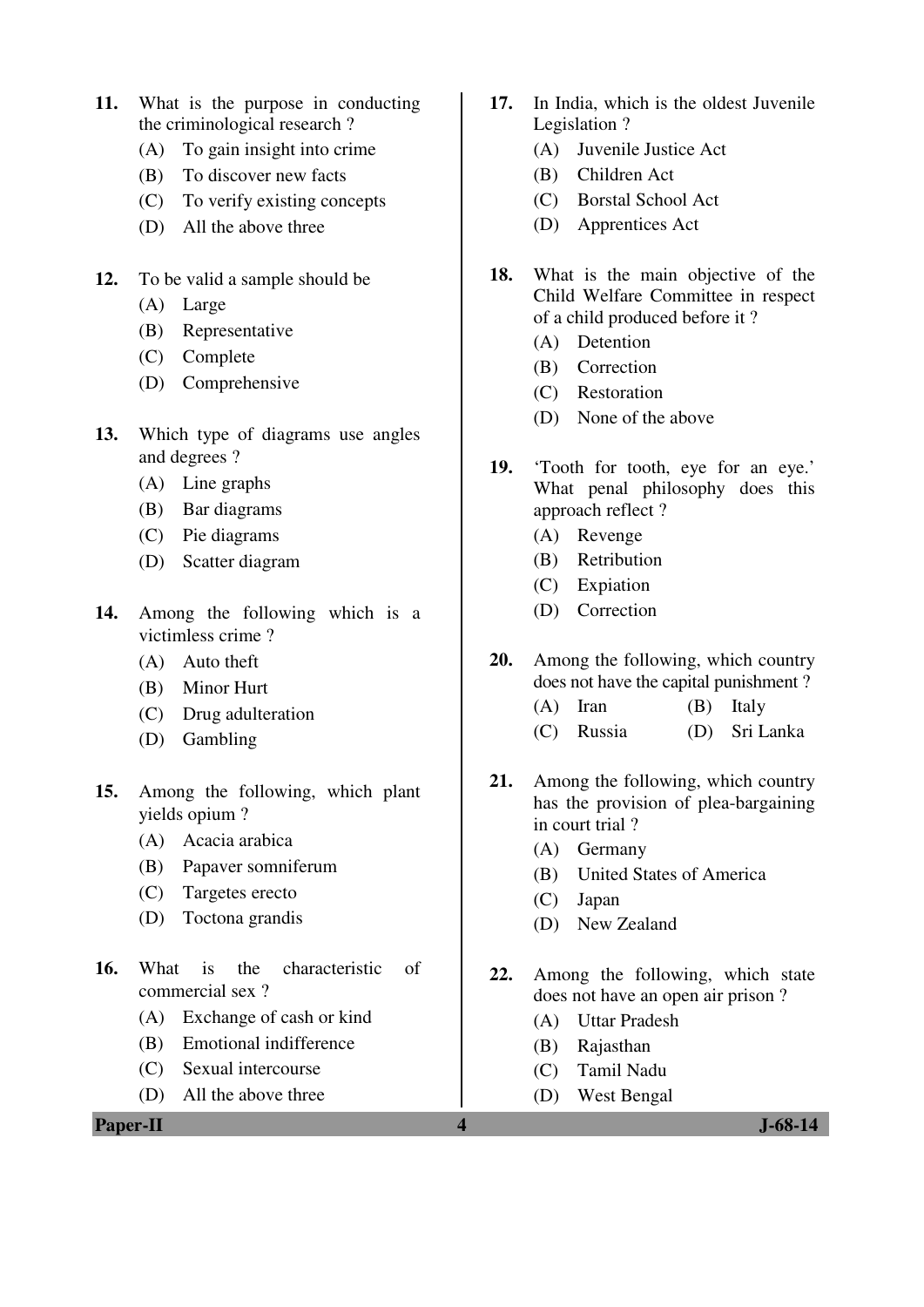11. What is the purpose in conducting the criminological research ?
    (A) To gain insight into crime
    (B) To discover new facts
    (C) To verify existing concepts
    (D) All the above three

12. To be valid a sample should be
    (A) Large
    (B) Representative
    (C) Complete
    (D) Comprehensive

13. Which type of diagrams use angles and degrees ?
    (A) Line graphs
    (B) Bar diagrams
    (C) Pie diagrams
    (D) Scatter diagram

14. Among the following which is a victimless crime ?
    (A) Auto theft
    (B) Minor Hurt
    (C) Drug adulteration
    (D) Gambling

15. Among the following, which plant yields opium ?
    (A) Acacia arabica
    (B) Papaver somniferum
    (C) Targetes erecto
    (D) Toctona grandis

16. What is the characteristic of commercial sex ?
    (A) Exchange of cash or kind
    (B) Emotional indifference
    (C) Sexual intercourse
    (D) All the above three

17. In India, which is the oldest Juvenile Legislation ?
    (A) Juvenile Justice Act
    (B) Children Act
    (C) Borstal School Act
    (D) Apprentices Act

18. What is the main objective of the Child Welfare Committee in respect of a child produced before it ?
    (A) Detention
    (B) Correction
    (C) Restoration
    (D) None of the above

19. 'Tooth for tooth, eye for an eye.' What penal philosophy does this approach reflect ?
    (A) Revenge
    (B) Retribution
    (C) Expiation
    (D) Correction

20. Among the following, which country does not have the capital punishment ?
    (A) Iran
    (B) Italy
    (C) Russia
    (D) Sri Lanka

21. Among the following, which country has the provision of plea-bargaining in court trial ?
    (A) Germany
    (B) United States of America
    (C) Japan
    (D) New Zealand

22. Among the following, which state does not have an open air prison ?
    (A) Uttar Pradesh
    (B) Rajasthan
    (C) Tamil Nadu
    (D) West Bengal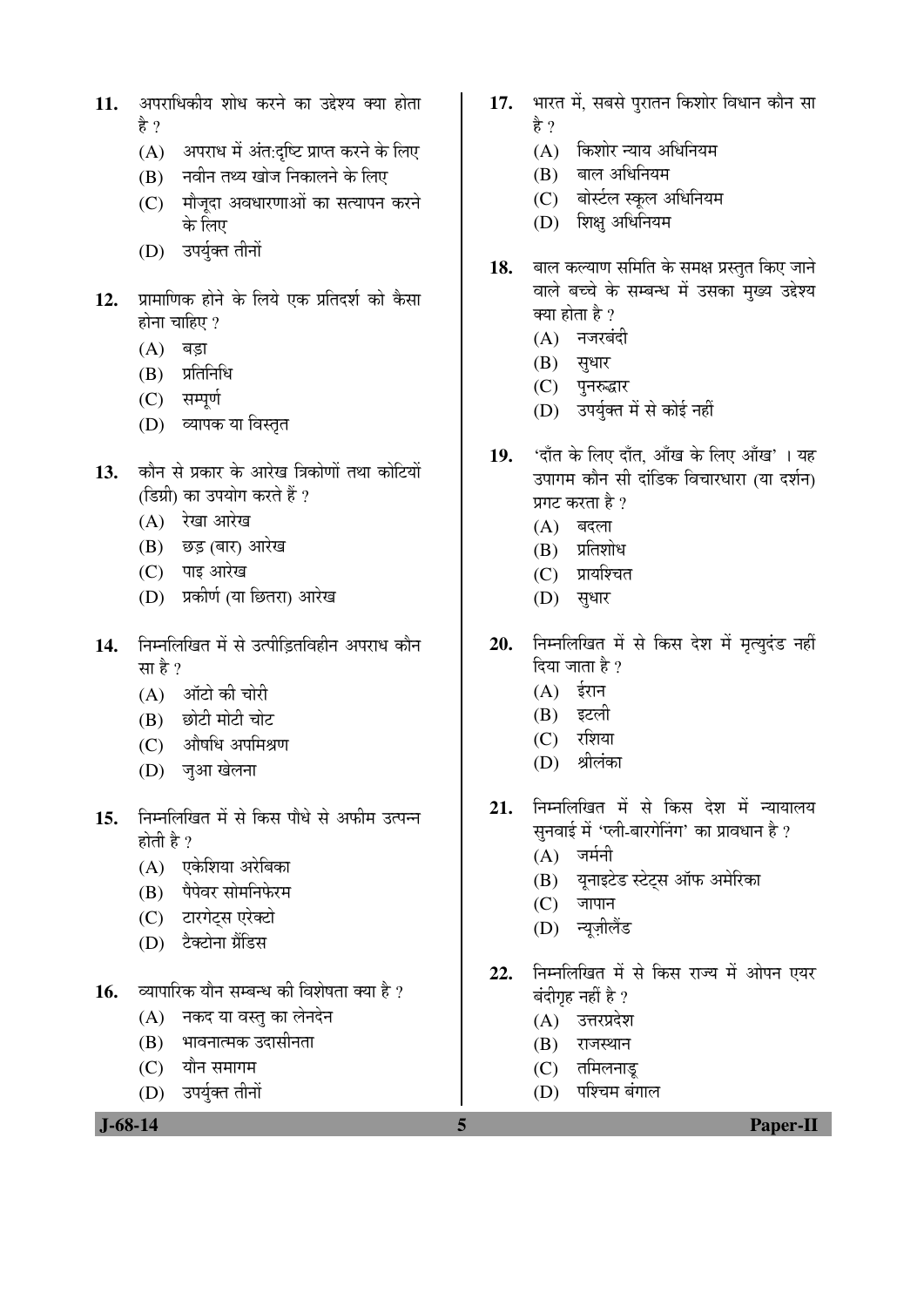11. अपराधिकीय शोध करने का उद्देश्य क्या होता है ?
    (A) अपराध में अंत:दृष्टि प्राप्त करने के लिए
    (B) नवीन तथ्य खोज निकालने के लिए
    (C) मौजूदा अवधारणाओं का सत्यापन करने के लिए
    (D) उपर्युक्त तीनों

12. प्रामाणिक होने के लिये एक प्रतिदर्श को कैसा होना चाहिए ?
    (A) बड़ा
    (B) प्रतिनिधि
    (C) सम्पूर्ण
    (D) व्यापक या विस्तृत

13. कौन से प्रकार के आरेख त्रिकोणों तथा कोटियों (डिग्री) का उपयोग करते हैं ?
    (A) रेखा आरेख
    (B) छड़ (बार) आरेख
    (C) पाइ आरेख
    (D) प्रकीर्ण (या छितरा) आरेख

14. निम्नलिखित में से उत्पीड़ितविहीन अपराध कौन सा है ?
    (A) ऑटो की चोरी
    (B) छोटी मोटी चोट
    (C) औषधि अपमिश्रण
    (D) जुआ खेलना

15. निम्नलिखित में से किस पौधे से अफीम उत्पन्न होती है ?
    (A) एकेशिया अरेबिका
    (B) पैपेवर सोमनिफेरम
    (C) टारगेट्स एरेक्टो
    (D) टैक्टोना ग्रैंडिस

16. व्यापारिक यौन सम्बन्ध की विशेषता क्या है ?
    (A) नकद या वस्तु का लेनदेन
    (B) भावनात्मक उदासीनता
    (C) यौन समागम
    (D) उपर्युक्त तीनों

17. भारत में, सबसे पुरातन किशोर विधान कौन सा है ?
    (A) किशोर न्याय अधिनियम
    (B) बाल अधिनियम
    (C) बोर्स्टल स्कूल अधिनियम
    (D) शिक्षु अधिनियम

18. बाल कल्याण समिति के समक्ष प्रस्तुत किए जाने वाले बच्चे के सम्बन्ध में उसका मुख्य उद्देश्य क्या होता है ?
    (A) नजरबंदी
    (B) सुधार
    (C) पुनरुद्धार
    (D) उपर्युक्त में से कोई नहीं

19. 'दाँत के लिए दाँत, आँख के लिए आँख' । यह उपागम कौन सी दांडिक विचारधारा (या दर्शन) प्रगट करता है ?
    (A) बदला
    (B) प्रतिशोध
    (C) प्रायश्चित
    (D) सुधार

20. निम्नलिखित में से किस देश में मृत्युदंड नहीं दिया जाता है ?
    (A) ईरान
    (B) इटली
    (C) रशिया
    (D) श्रीलंका

21. निम्नलिखित में से किस देश में न्यायालय सुनवाई में 'प्ली-बारगेनिंग' का प्रावधान है ?
    (A) जर्मनी
    (B) यूनाइटेड स्टेट्स ऑफ अमेरिका
    (C) जापान
    (D) न्यूज़ीलैंड

22. निम्नलिखित में से किस राज्य में ओपन एयर बंदीगृह नहीं है ?
    (A) उत्तरप्रदेश
    (B) राजस्थान
    (C) तमिलनाडू
    (D) पश्चिम बंगाल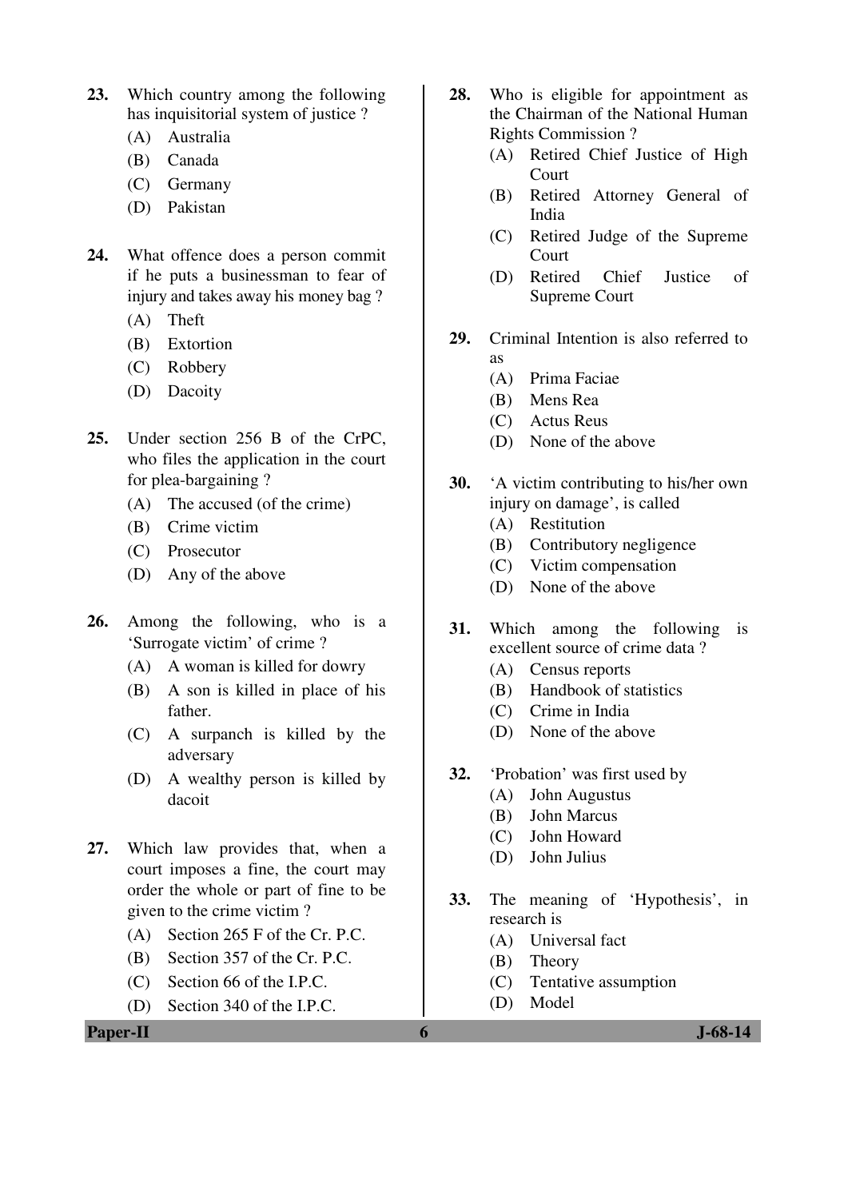23. Which country among the following has inquisitorial system of justice ?
    (A) Australia
    (B) Canada
    (C) Germany
    (D) Pakistan

24. What offence does a person commit if he puts a businessman to fear of injury and takes away his money bag ?
    (A) Theft
    (B) Extortion
    (C) Robbery
    (D) Dacoity

25. Under section 256 B of the CrPC, who files the application in the court for plea-bargaining ?
    (A) The accused (of the crime)
    (B) Crime victim
    (C) Prosecutor
    (D) Any of the above

26. Among the following, who is a 'Surrogate victim' of crime ?
    (A) A woman is killed for dowry
    (B) A son is killed in place of his father.
    (C) A surpanch is killed by the adversary
    (D) A wealthy person is killed by dacoit

27. Which law provides that, when a court imposes a fine, the court may order the whole or part of fine to be given to the crime victim ?
    (A) Section 265 F of the Cr. P.C.
    (B) Section 357 of the Cr. P.C.
    (C) Section 66 of the I.P.C.
    (D) Section 340 of the I.P.C.

28. Who is eligible for appointment as the Chairman of the National Human Rights Commission ?
    (A) Retired Chief Justice of High Court
    (B) Retired Attorney General of India
    (C) Retired Judge of the Supreme Court
    (D) Retired Chief Justice of Supreme Court

29. Criminal Intention is also referred to as
    (A) Prima Faciae
    (B) Mens Rea
    (C) Actus Reus
    (D) None of the above

30. 'A victim contributing to his/her own injury on damage', is called
    (A) Restitution
    (B) Contributory negligence
    (C) Victim compensation
    (D) None of the above

31. Which among the following is excellent source of crime data ?
    (A) Census reports
    (B) Handbook of statistics
    (C) Crime in India
    (D) None of the above

32. 'Probation' was first used by
    (A) John Augustus
    (B) John Marcus
    (C) John Howard
    (D) John Julius

33. The meaning of 'Hypothesis', in research is
    (A) Universal fact
    (B) Theory
    (C) Tentative assumption
    (D) Model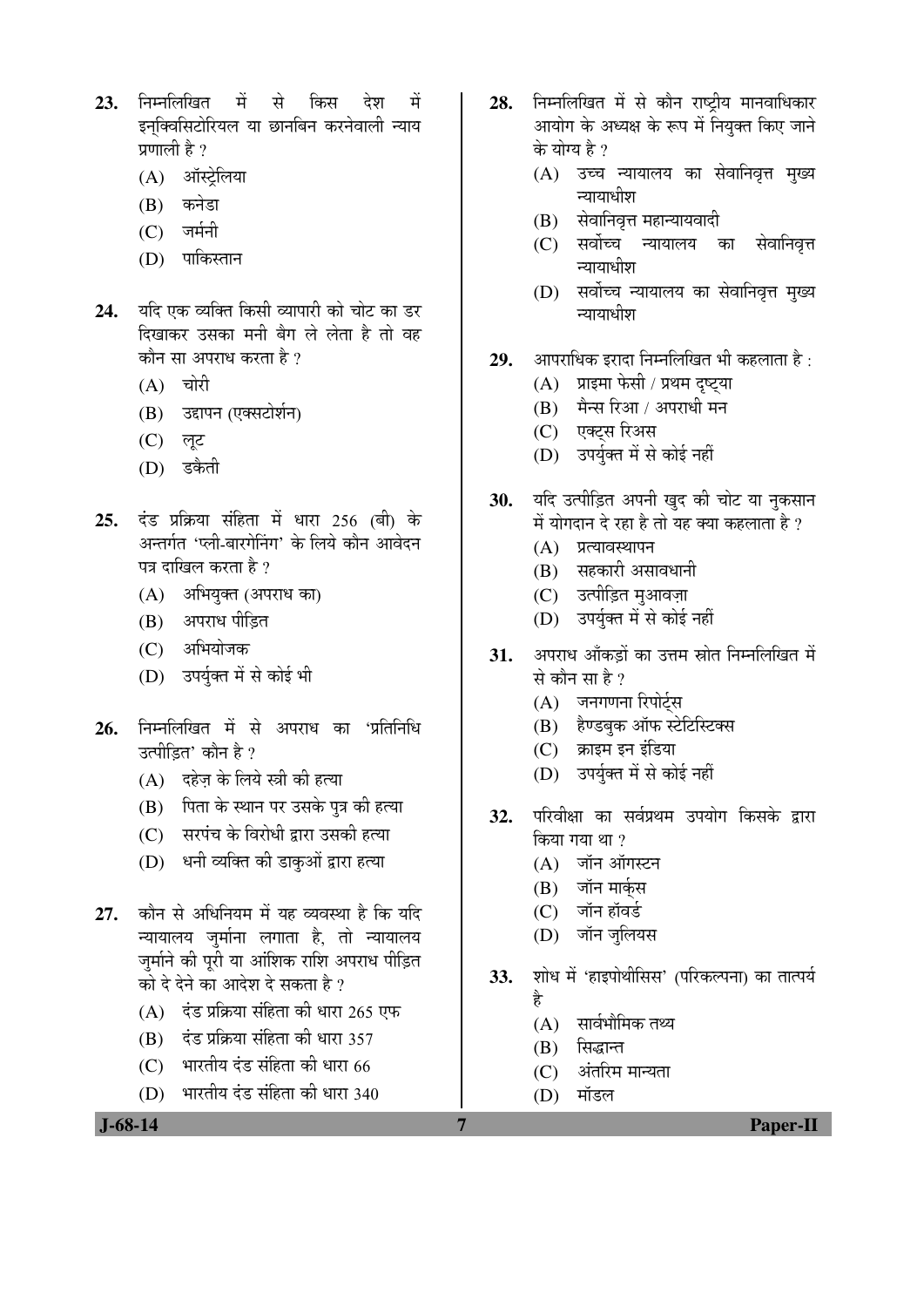23. निम्नलिखित में से किस देश में इन्क्विसिटोरियल या छानबिन करनेवाली न्याय प्रणाली है ?
   (A) ऑस्ट्रेलिया
   (B) कनेडा
   (C) जर्मनी
   (D) पाकिस्तान

24. यदि एक व्यक्ति किसी व्यापारी को चोट का डर दिखाकर उसका मनी बैग ले लेता है तो वह कौन सा अपराध करता है ?
   (A) चोरी
   (B) उद्दापन (एक्सटोर्शन)
   (C) लूट
   (D) डकैती

25. दंड प्रक्रिया संहिता में धारा 256 (बी) के अन्तर्गत 'प्ली-बारगेनिंग' के लिये कौन आवेदन पत्र दाखिल करता है ?
   (A) अभियुक्त (अपराध का)
   (B) अपराध पीड़ित
   (C) अभियोजक
   (D) उपर्युक्त में से कोई भी

26. निम्नलिखित में से अपराध का 'प्रतिनिधि उत्पीड़ित' कौन है ?
   (A) दहेज़ के लिये स्त्री की हत्या
   (B) पिता के स्थान पर उसके पुत्र की हत्या
   (C) सरपंच के विरोधी द्वारा उसकी हत्या
   (D) धनी व्यक्ति की डाकुओं द्वारा हत्या

27. कौन से अधिनियम में यह व्यवस्था है कि यदि न्यायालय जुर्माना लगाता है, तो न्यायालय जुर्माने की पूरी या आंशिक राशि अपराध पीड़ित को दे देने का आदेश दे सकता है ?
   (A) दंड प्रक्रिया संहिता की धारा 265 एफ
   (B) दंड प्रक्रिया संहिता की धारा 357
   (C) भारतीय दंड संहिता की धारा 66
   (D) भारतीय दंड संहिता की धारा 340

28. निम्नलिखित में से कौन राष्ट्रीय मानवाधिकार आयोग के अध्यक्ष के रूप में नियुक्त किए जाने के योग्य है ?
   (A) उच्च न्यायालय का सेवानिवृत्त मुख्य न्यायाधीश
   (B) सेवानिवृत्त महान्यायवादी
   (C) सर्वोच्च न्यायालय का सेवानिवृत्त न्यायाधीश
   (D) सर्वोच्च न्यायालय का सेवानिवृत्त मुख्य न्यायाधीश

29. आपराधिक इरादा निम्नलिखित भी कहलाता है :
   (A) प्राइमा फेसी / प्रथम दृष्ट्या
   (B) मैन्स रिआ / अपराधी मन
   (C) एक्ट्स रिअस
   (D) उपर्युक्त में से कोई नहीं

30. यदि उत्पीड़ित अपनी खुद की चोट या नुकसान में योगदान दे रहा है तो यह क्या कहलाता है ?
   (A) प्रत्यावस्थापन
   (B) सहकारी असावधानी
   (C) उत्पीड़ित मुआवज़ा
   (D) उपर्युक्त में से कोई नहीं

31. अपराध आँकड़ों का उत्तम स्रोत निम्नलिखित में से कौन सा है ?
   (A) जनगणना रिपोर्ट्स
   (B) हैण्डबुक ऑफ स्टेटिस्टिक्स
   (C) क्राइम इन इंडिया
   (D) उपर्युक्त में से कोई नहीं

32. परिवीक्षा का सर्वप्रथम उपयोग किसके द्वारा किया गया था ?
   (A) जॉन ऑगस्टन
   (B) जॉन मार्क्स
   (C) जॉन हॉवर्ड
   (D) जॉन जुलियस

33. शोध में 'हाइपोथीसिस' (परिकल्पना) का तात्पर्य है
   (A) सार्वभौमिक तथ्य
   (B) सिद्धान्त
   (C) अंतरिम मान्यता
   (D) मॉडल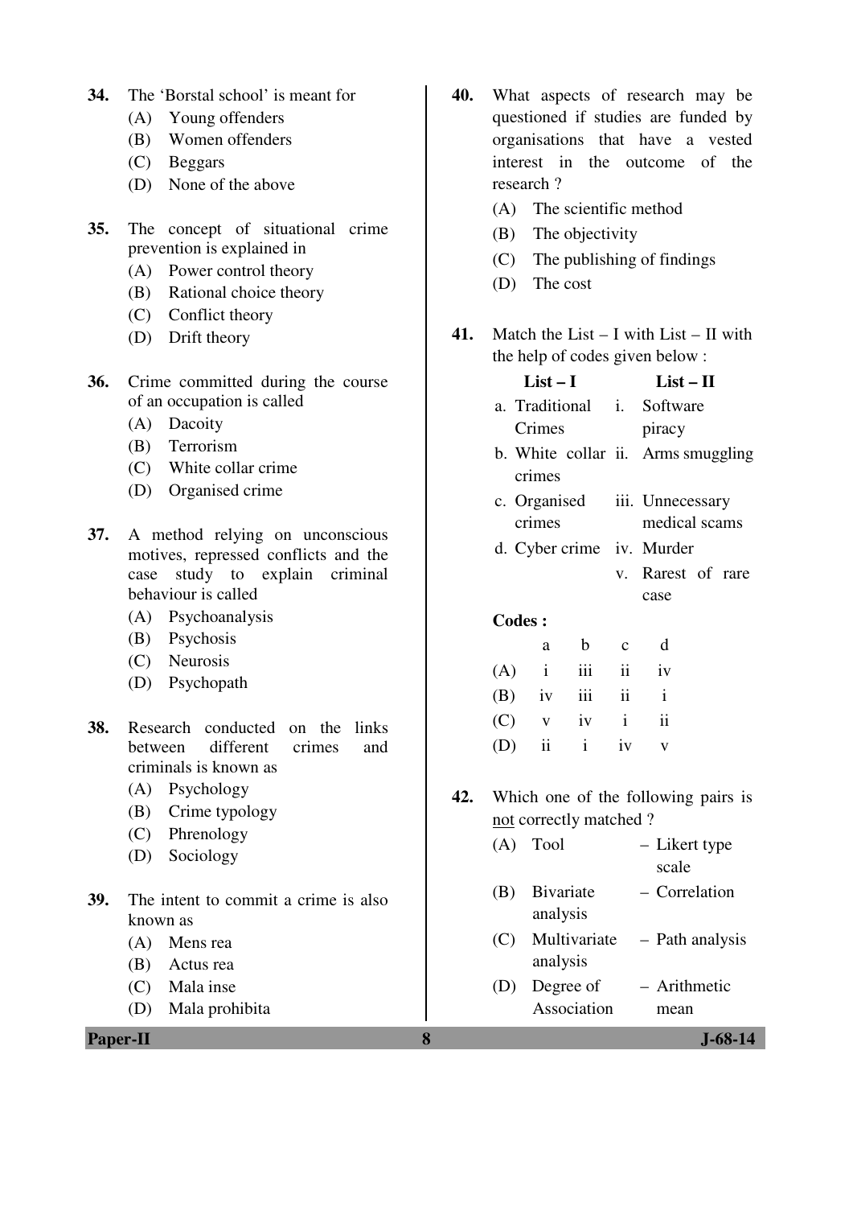34. The 'Borstal school' is meant for
   (A) Young offenders
   (B) Women offenders
   (C) Beggars
   (D) None of the above

35. The concept of situational crime prevention is explained in
   (A) Power control theory
   (B) Rational choice theory
   (C) Conflict theory
   (D) Drift theory

36. Crime committed during the course of an occupation is called
   (A) Dacoity
   (B) Terrorism
   (C) White collar crime
   (D) Organised crime

37. A method relying on unconscious motives, repressed conflicts and the case study to explain criminal behaviour is called
   (A) Psychoanalysis
   (B) Psychosis
   (C) Neurosis
   (D) Psychopath

38. Research conducted on the links between different crimes and criminals is known as
   (A) Psychology
   (B) Crime typology
   (C) Phrenology
   (D) Sociology

39. The intent to commit a crime is also known as
   (A) Mens rea
   (B) Actus rea
   (C) Mala inse
   (D) Mala prohibita

40. What aspects of research may be questioned if studies are funded by organisations that have a vested interest in the outcome of the research ?
   (A) The scientific method
   (B) The objectivity
   (C) The publishing of findings
   (D) The cost

41. Match the List – I with List – II with the help of codes given below :

| List – I | List – II |
|---|---|
| a. Traditional Crimes | i. Software piracy |
| b. White collar crimes | ii. Arms smuggling |
| c. Organised crimes | iii. Unnecessary medical scams |
| d. Cyber crime | iv. Murder |
| | v. Rarest of rare case |

**Codes :**

| | a | b | c | d |
|---|---|---|---|---|
| (A) | i | iii | ii | iv |
| (B) | iv | iii | ii | i |
| (C) | v | iv | i | ii |
| (D) | ii | i | iv | v |

42. Which one of the following pairs is not correctly matched ?
   (A) Tool – Likert type scale
   (B) Bivariate analysis – Correlation
   (C) Multivariate analysis – Path analysis
   (D) Degree of Association – Arithmetic mean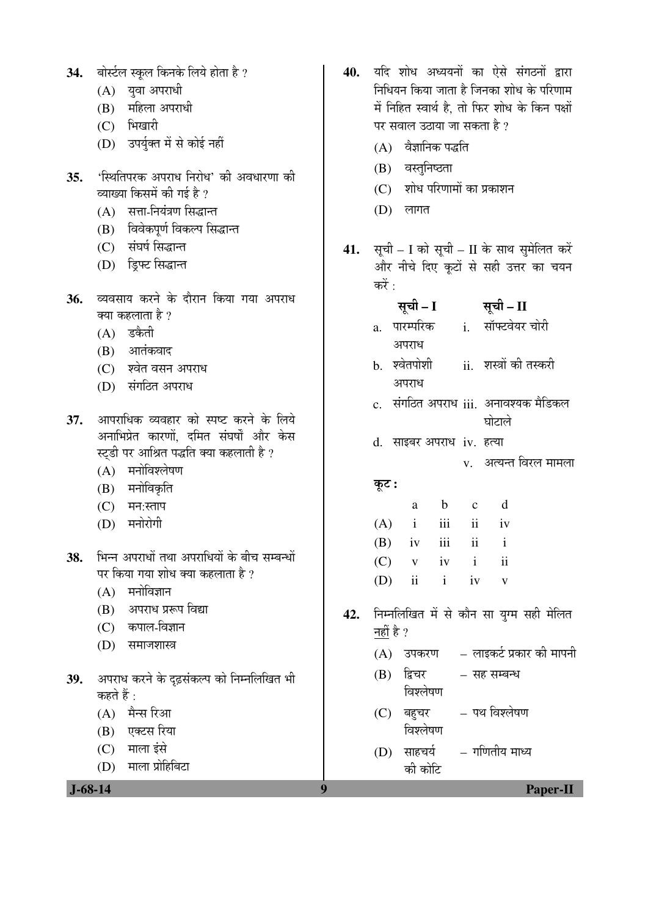34. बोर्स्टल स्कूल किनके लिये होता है ?

(A) युवा अपराधी

(B) महिला अपराधी

(C) भिखारी

(D) उपर्युक्त में से कोई नहीं

35. 'स्थितिपरक अपराध निरोध' की अवधारणा की व्याख्या किसमें की गई है ?

(A) सत्ता-नियंत्रण सिद्धान्त

(B) विवेकपूर्ण विकल्प सिद्धान्त

(C) संघर्ष सिद्धान्त

(D) ड्रिफ्ट सिद्धान्त

36. व्यवसाय करने के दौरान किया गया अपराध क्या कहलाता है ?

(A) डकैती

(B) आतंकवाद

(C) श्वेत वसन अपराध

(D) संगठित अपराध

37. आपराधिक व्यवहार को स्पष्ट करने के लिये अनाभिप्रेत कारणों, दमित संघर्षों और केस स्टडी पर आश्रित पद्धति क्या कहलाती है ?

(A) मनोविश्लेषण

(B) मनोविकृति

(C) मन:स्ताप

(D) मनोरोगी

38. भिन्न अपराधों तथा अपराधियों के बीच सम्बन्धों पर किया गया शोध क्या कहलाता है ?

(A) मनोविज्ञान

(B) अपराध प्ररूप विद्या

(C) कपाल-विज्ञान

(D) समाजशास्त्र

39. अपराध करने के दृढ़संकल्प को निम्नलिखित भी कहते हैं :

(A) मैन्स रिआ

(B) एक्टस रिया

(C) माला इंसे

(D) माला प्रोहिबिटा

40. यदि शोध अध्ययनों का ऐसे संगठनों द्वारा निधियन किया जाता है जिनका शोध के परिणाम में निहित स्वार्थ है, तो फिर शोध के किन पक्षों पर सवाल उठाया जा सकता है ?

(A) वैज्ञानिक पद्धति

(B) वस्तुनिष्ठता

(C) शोध परिणामों का प्रकाशन

(D) लागत

41. सूची – I को सूची – II के साथ सुमेलित करें और नीचे दिए कूटों से सही उत्तर का चयन करें :

| सूची – I | सूची – II |
|---|---|
| a. पारम्परिक अपराध | i. सॉफ्टवेयर चोरी |
| b. श्वेतपोशी अपराध | ii. शस्त्रों की तस्करी |
| c. संगठित अपराध | iii. अनावश्यक मैडिकल घोटाले |
| d. साइबर अपराध | iv. हत्या |
| | v. अत्यन्त विरल मामला |

**कूट :**

| | a | b | c | d |
|---|---|---|---|---|
| (A) | i | iii | ii | iv |
| (B) | iv | iii | ii | i |
| (C) | v | iv | i | ii |
| (D) | ii | i | iv | v |

42. निम्नलिखित में से कौन सा युग्म सही मेलित नहीं है ?

(A) उपकरण – लाइकर्ट प्रकार की मापनी

(B) द्विचर विश्लेषण – सह सम्बन्ध

(C) बहुचर विश्लेषण – पथ विश्लेषण

(D) साहचर्य की कोटि – गणितीय माध्य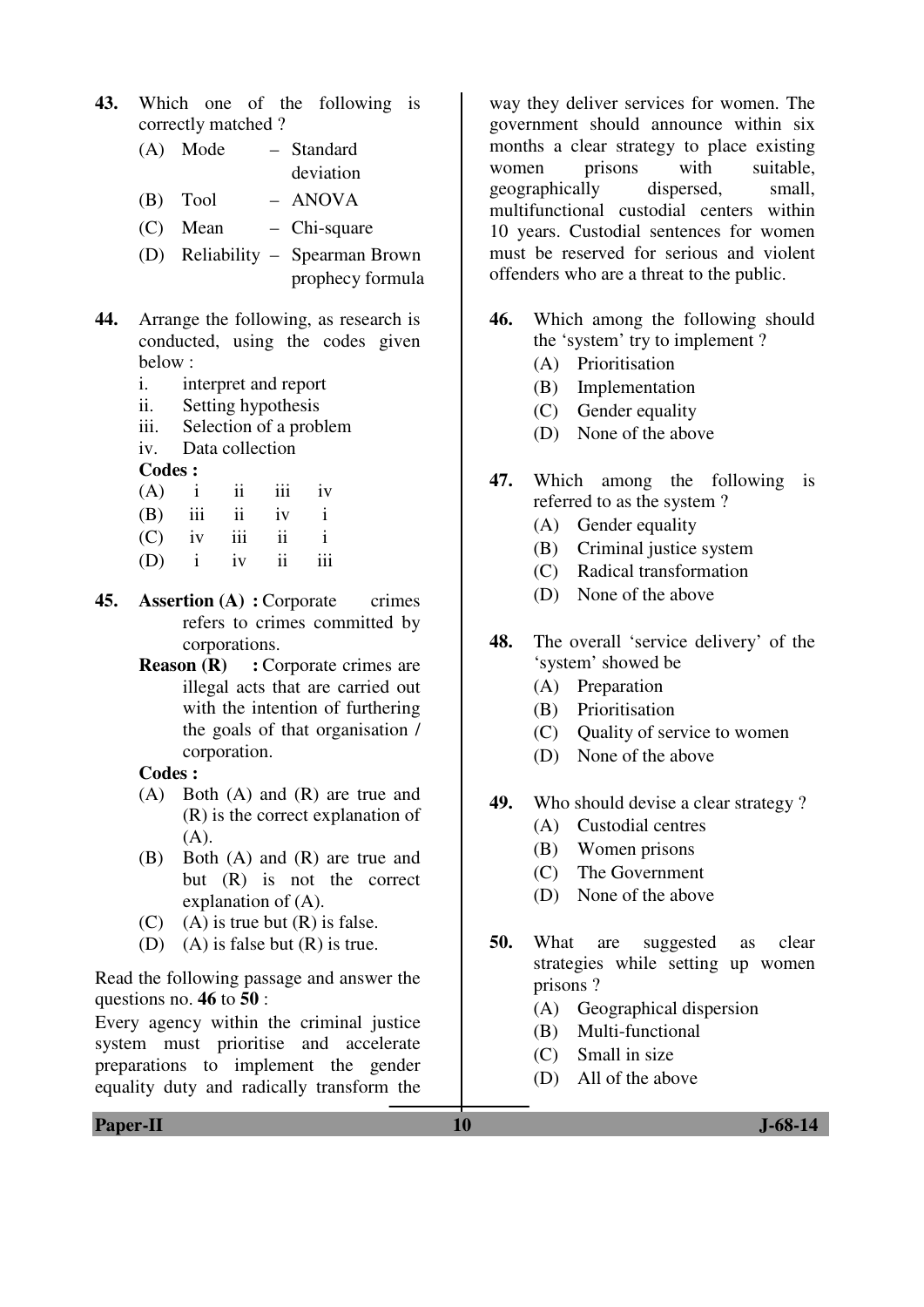**43.** Which one of the following is correctly matched ?

(A) Mode – Standard deviation

(B) Tool – ANOVA

(C) Mean – Chi-square

(D) Reliability – Spearman Brown prophecy formula

**44.** Arrange the following, as research is conducted, using the codes given below :

i. interpret and report

ii. Setting hypothesis

iii. Selection of a problem

iv. Data collection

**Codes :**

| | | | | |
|---|---|---|---|---|
| (A) | i | ii | iii | iv |
| (B) | iii | ii | iv | i |
| (C) | iv | iii | ii | i |
| (D) | i | iv | ii | iii |

**45. Assertion (A) :** Corporate crimes refers to crimes committed by corporations.

**Reason (R) :** Corporate crimes are illegal acts that are carried out with the intention of furthering the goals of that organisation / corporation.

**Codes :**

(A) Both (A) and (R) are true and (R) is the correct explanation of (A).

(B) Both (A) and (R) are true and but (R) is not the correct explanation of (A).

(C) (A) is true but (R) is false.

(D) (A) is false but (R) is true.

Read the following passage and answer the questions no. **46** to **50** :

Every agency within the criminal justice system must prioritise and accelerate preparations to implement the gender equality duty and radically transform the way they deliver services for women. The government should announce within six months a clear strategy to place existing women prisons with suitable, geographically dispersed, small, multifunctional custodial centers within 10 years. Custodial sentences for women must be reserved for serious and violent offenders who are a threat to the public.

**46.** Which among the following should the 'system' try to implement ?

(A) Prioritisation

(B) Implementation

(C) Gender equality

(D) None of the above

**47.** Which among the following is referred to as the system ?

(A) Gender equality

(B) Criminal justice system

(C) Radical transformation

(D) None of the above

**48.** The overall 'service delivery' of the 'system' showed be

(A) Preparation

(B) Prioritisation

(C) Quality of service to women

(D) None of the above

**49.** Who should devise a clear strategy ?

(A) Custodial centres

(B) Women prisons

(C) The Government

(D) None of the above

**50.** What are suggested as clear strategies while setting up women prisons ?

(A) Geographical dispersion

(B) Multi-functional

(C) Small in size

(D) All of the above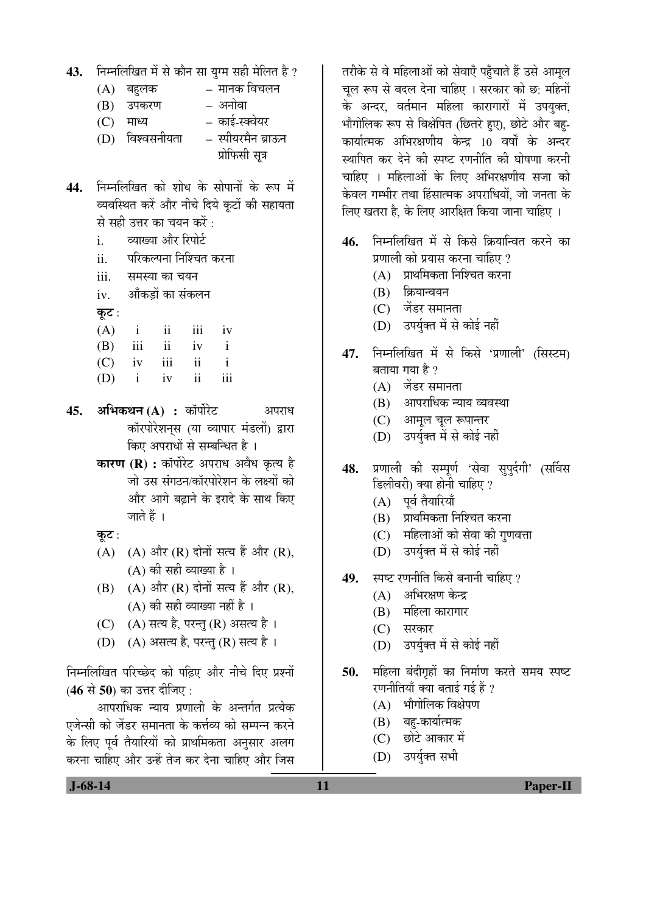43. निम्नलिखित में से कौन सा युग्म सही मेलित है ?
   (A) बहुलक – मानक विचलन
   (B) उपकरण – अनोवा
   (C) माध्य – काई-स्क्वेयर
   (D) विश्वसनीयता – स्पीयरमैन ब्राऊन प्रोफिसी सूत्र

44. निम्नलिखित को शोध के सोपानों के रूप में व्यवस्थित करें और नीचे दिये कूटों की सहायता से सही उत्तर का चयन करें :
   i. व्याख्या और रिपोर्ट
   ii. परिकल्पना निश्चित करना
   iii. समस्या का चयन
   iv. आँकड़ों का संकलन

   **कूट** :

   | | | | | |
   |---|---|---|---|---|
   | (A) | i | ii | iii | iv |
   | (B) | iii | ii | iv | i |
   | (C) | iv | iii | ii | i |
   | (D) | i | iv | ii | iii |

45. **अभिकथन (A) :** कॉर्पोरेट अपराध कॉरपोरेशन्स (या व्यापार मंडलों) द्वारा किए अपराधों से सम्बन्धित है ।
   **कारण (R) :** कॉर्पोरेट अपराध अवैध कृत्य है जो उस संगठन/कॉरपोरेशन के लक्ष्यों को और आगे बढ़ाने के इरादे के साथ किए जाते हैं ।

   **कूट** :
   (A) (A) और (R) दोनों सत्य हैं और (R), (A) की सही व्याख्या है ।
   (B) (A) और (R) दोनों सत्य हैं और (R), (A) की सही व्याख्या नहीं है ।
   (C) (A) सत्य है, परन्तु (R) असत्य है ।
   (D) (A) असत्य है, परन्तु (R) सत्य है ।

निम्नलिखित परिच्छेद को पढ़िए और नीचे दिए प्रश्नों (**46** से **50**) का उत्तर दीजिए :

आपराधिक न्याय प्रणाली के अन्तर्गत प्रत्येक एजेन्सी को जेंडर समानता के कर्त्तव्य को सम्पन्न करने के लिए पूर्व तैयारियों को प्राथमिकता अनुसार अलग करना चाहिए और उन्हें तेज कर देना चाहिए और जिस तरीके से वे महिलाओं को सेवाएँ पहुँचाते हैं उसे आमूल चूल रूप से बदल देना चाहिए । सरकार को छ: महिनों के अन्दर, वर्तमान महिला कारागारों में उपयुक्त, भौगोलिक रूप से विक्षेपित (छितरे हुए), छोटे और बहु-कार्यात्मक अभिरक्षणीय केन्द्र 10 वर्षों के अन्दर स्थापित कर देने की स्पष्ट रणनीति की घोषणा करनी चाहिए । महिलाओं के लिए अभिरक्षणीय सजा को केवल गम्भीर तथा हिंसात्मक अपराधियों, जो जनता के लिए खतरा है, के लिए आरक्षित किया जाना चाहिए ।

46. निम्नलिखित में से किसे क्रियान्वित करने का प्रणाली को प्रयास करना चाहिए ?
   (A) प्राथमिकता निश्चित करना
   (B) क्रियान्वयन
   (C) जेंडर समानता
   (D) उपर्युक्त में से कोई नहीं

47. निम्नलिखित में से किसे 'प्रणाली' (सिस्टम) बताया गया है ?
   (A) जेंडर समानता
   (B) आपराधिक न्याय व्यवस्था
   (C) आमूल चूल रूपान्तर
   (D) उपर्युक्त में से कोई नहीं

48. प्रणाली की सम्पूर्ण 'सेवा सुपुर्दगी' (सर्विस डिलीवरी) क्या होनी चाहिए ?
   (A) पूर्व तैयारियाँ
   (B) प्राथमिकता निश्चित करना
   (C) महिलाओं को सेवा की गुणवत्ता
   (D) उपर्युक्त में से कोई नहीं

49. स्पष्ट रणनीति किसे बनानी चाहिए ?
   (A) अभिरक्षण केन्द्र
   (B) महिला कारागार
   (C) सरकार
   (D) उपर्युक्त में से कोई नहीं

50. महिला बंदीगृहों का निर्माण करते समय स्पष्ट रणनीतियाँ क्या बताई गई हैं ?
   (A) भौगोलिक विक्षेपण
   (B) बहु-कार्यात्मक
   (C) छोटे आकार में
   (D) उपर्युक्त सभी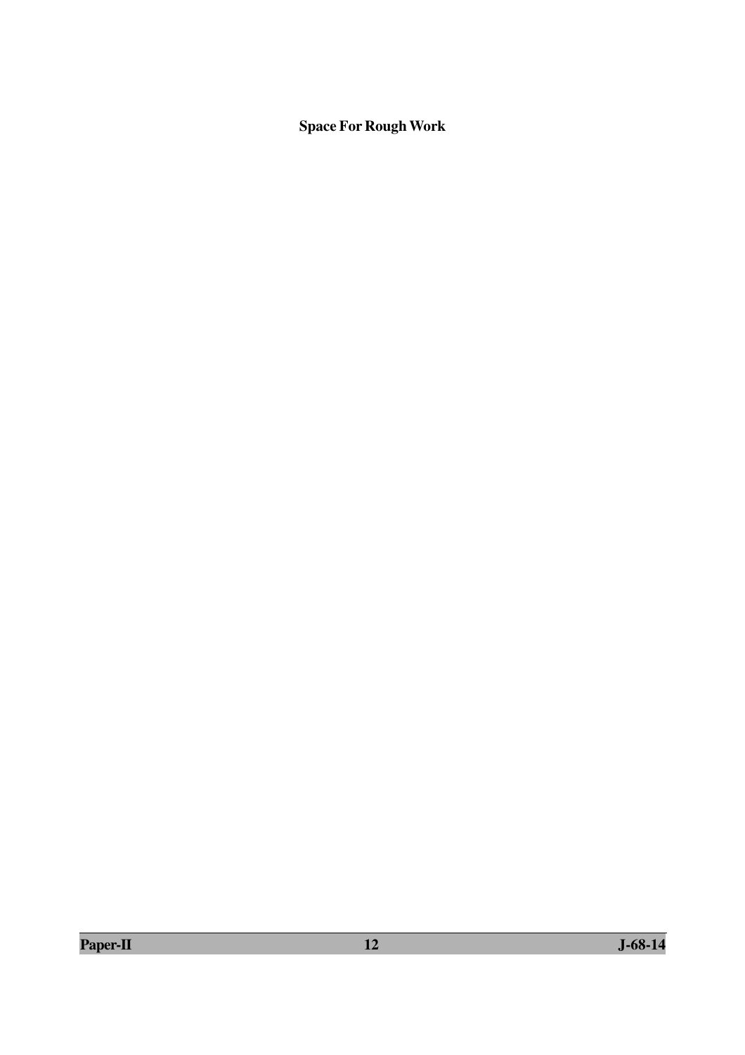**Space For Rough Work**